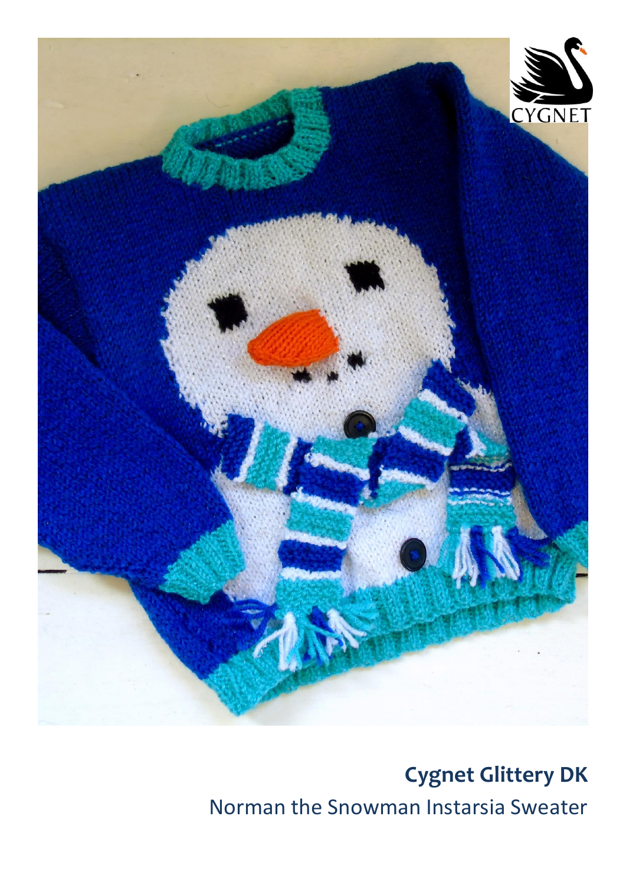**Cygnet Glittery DK**

Norman the Snowman Instarsia Sweater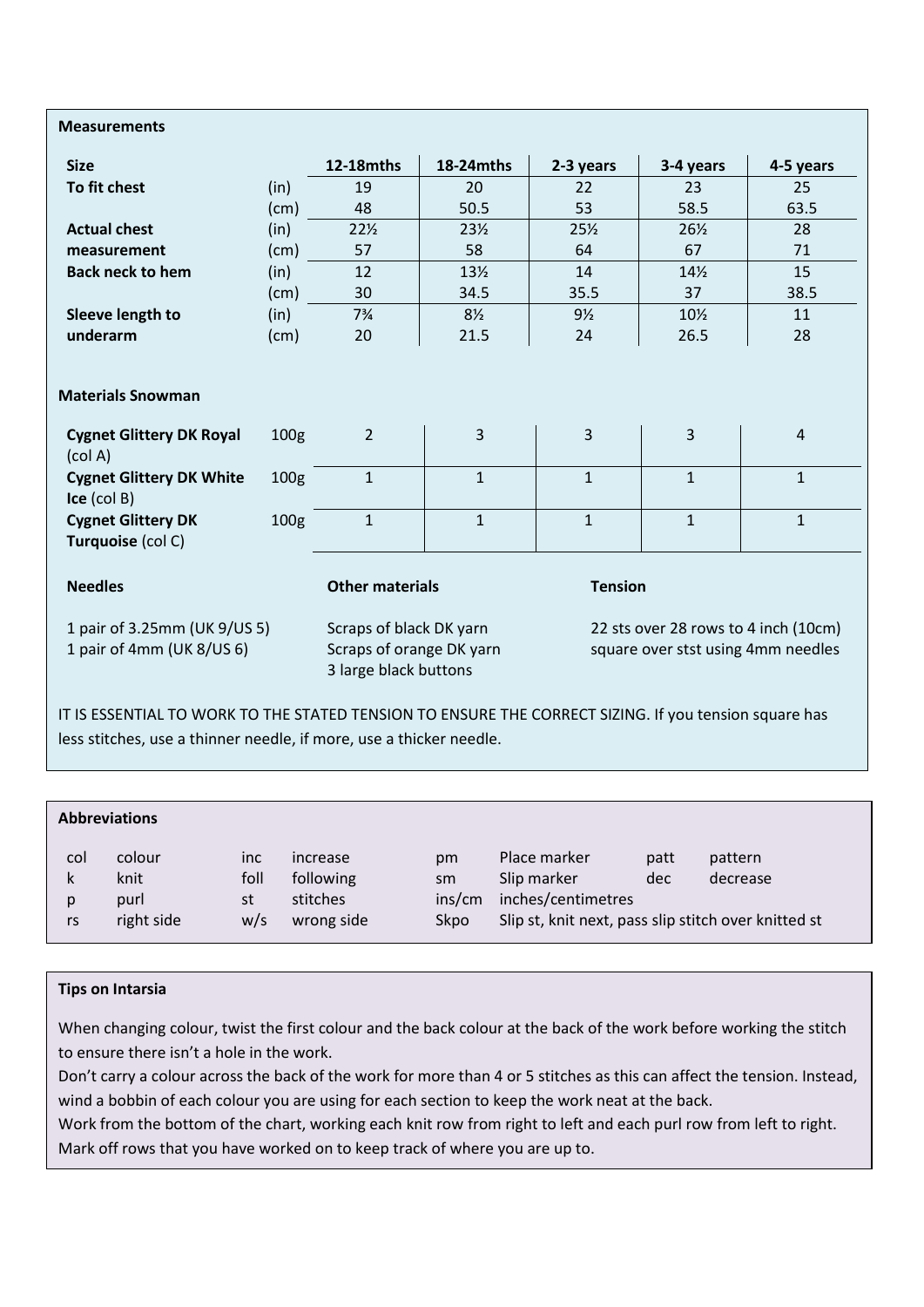## Measurements

| Size | | 12-18mths | 18-24mths | 2-3 years | 3-4 years | 4-5 years |
|---|---|---|---|---|---|---|
| To fit chest | (in) | 19 | 20 | 22 | 23 | 25 |
| | (cm) | 48 | 50.5 | 53 | 58.5 | 63.5 |
| Actual chest | (in) | 22½ | 23½ | 25½ | 26½ | 28 |
| measurement | (cm) | 57 | 58 | 64 | 67 | 71 |
| Back neck to hem | (in) | 12 | 13½ | 14 | 14½ | 15 |
| | (cm) | 30 | 34.5 | 35.5 | 37 | 38.5 |
| Sleeve length to | (in) | 7¾ | 8½ | 9½ | 10½ | 11 |
| underarm | (cm) | 20 | 21.5 | 24 | 26.5 | 28 |

## Materials Snowman

| | | | | | | |
|---|---|---|---|---|---|---|
| **Cygnet Glittery DK Royal** (col A) | 100g | 2 | 3 | 3 | 3 | 4 |
| **Cygnet Glittery DK White Ice** (col B) | 100g | 1 | 1 | 1 | 1 | 1 |
| **Cygnet Glittery DK Turquoise** (col C) | 100g | 1 | 1 | 1 | 1 | 1 |

**Needles**

1 pair of 3.25mm (UK 9/US 5)
1 pair of 4mm (UK 8/US 6)

**Other materials**

Scraps of black DK yarn
Scraps of orange DK yarn
3 large black buttons

**Tension**

22 sts over 28 rows to 4 inch (10cm) square over stst using 4mm needles

IT IS ESSENTIAL TO WORK TO THE STATED TENSION TO ENSURE THE CORRECT SIZING. If you tension square has less stitches, use a thinner needle, if more, use a thicker needle.

## Abbreviations

| | | | | | | | |
|---|---|---|---|---|---|---|---|
| col | colour | inc | increase | pm | Place marker | patt | pattern |
| k | knit | foll | following | sm | Slip marker | dec | decrease |
| p | purl | st | stitches | ins/cm | inches/centimetres | | |
| rs | right side | w/s | wrong side | Skpo | Slip st, knit next, pass slip stitch over knitted st | | |

## Tips on Intarsia

When changing colour, twist the first colour and the back colour at the back of the work before working the stitch to ensure there isn't a hole in the work.

Don't carry a colour across the back of the work for more than 4 or 5 stitches as this can affect the tension. Instead, wind a bobbin of each colour you are using for each section to keep the work neat at the back.

Work from the bottom of the chart, working each knit row from right to left and each purl row from left to right. Mark off rows that you have worked on to keep track of where you are up to.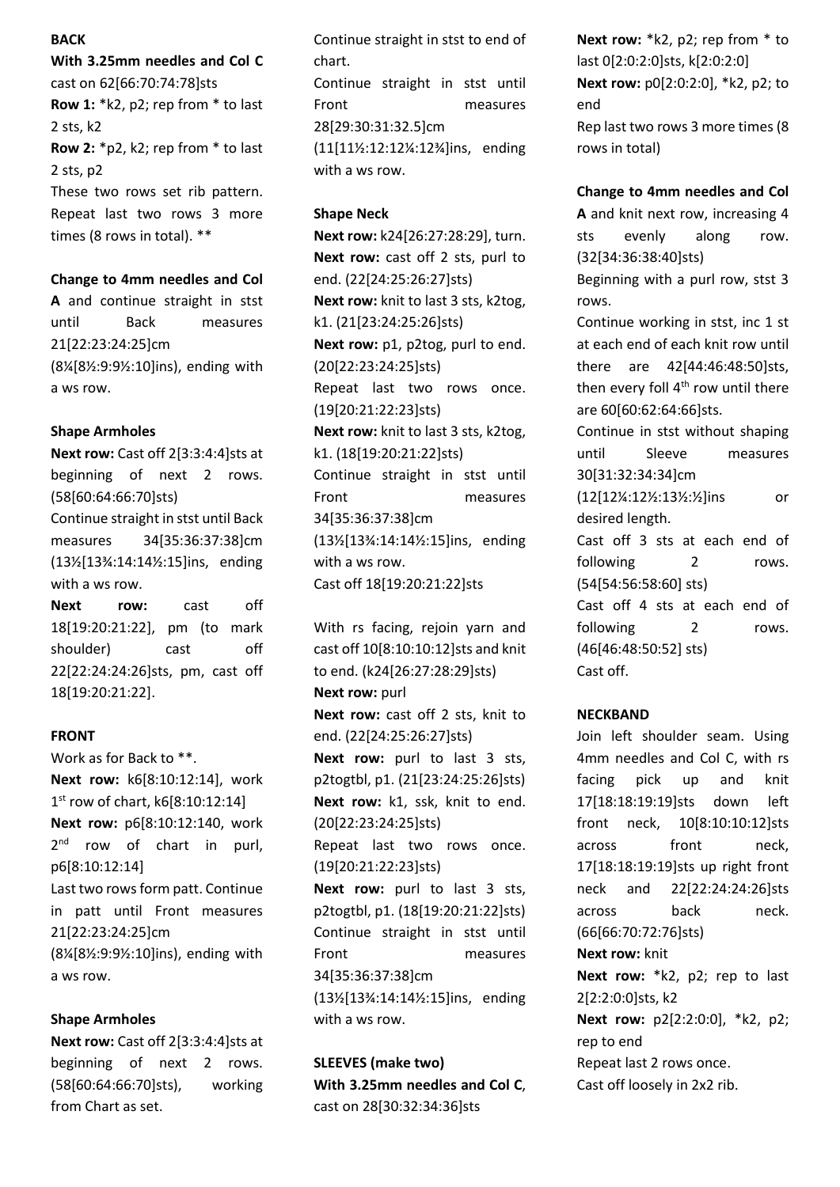**BACK**

**With 3.25mm needles and Col C** cast on 62[66:70:74:78]sts

**Row 1:** *k2, p2; rep from * to last 2 sts, k2

**Row 2:** *p2, k2; rep from * to last 2 sts, p2

These two rows set rib pattern. Repeat last two rows 3 more times (8 rows in total). **

**Change to 4mm needles and Col A** and continue straight in stst until Back measures 21[22:23:24:25]cm (8¼[8½:9:9½:10]ins), ending with a ws row.

**Shape Armholes**

**Next row:** Cast off 2[3:3:4:4]sts at beginning of next 2 rows. (58[60:64:66:70]sts)

Continue straight in stst until Back measures 34[35:36:37:38]cm (13½[13¾:14:14½:15]ins, ending with a ws row.

**Next row:** cast off 18[19:20:21:22], pm (to mark shoulder) cast off 22[22:24:24:26]sts, pm, cast off 18[19:20:21:22].

**FRONT**

Work as for Back to **.

**Next row:** k6[8:10:12:14], work 1st row of chart, k6[8:10:12:14]

**Next row:** p6[8:10:12:140, work 2nd row of chart in purl, p6[8:10:12:14]

Last two rows form patt. Continue in patt until Front measures 21[22:23:24:25]cm (8¼[8½:9:9½:10]ins), ending with a ws row.

**Shape Armholes**

**Next row:** Cast off 2[3:3:4:4]sts at beginning of next 2 rows. (58[60:64:66:70]sts), working from Chart as set.

Continue straight in stst to end of chart.

Continue straight in stst until Front measures 28[29:30:31:32.5]cm (11[11½:12:12¼:12¾]ins, ending with a ws row.

**Shape Neck**

**Next row:** k24[26:27:28:29], turn.

**Next row:** cast off 2 sts, purl to end. (22[24:25:26:27]sts)

**Next row:** knit to last 3 sts, k2tog, k1. (21[23:24:25:26]sts)

**Next row:** p1, p2tog, purl to end. (20[22:23:24:25]sts)

Repeat last two rows once. (19[20:21:22:23]sts)

**Next row:** knit to last 3 sts, k2tog, k1. (18[19:20:21:22]sts)

Continue straight in stst until Front measures 34[35:36:37:38]cm (13½[13¾:14:14½:15]ins, ending with a ws row.

Cast off 18[19:20:21:22]sts

With rs facing, rejoin yarn and cast off 10[8:10:10:12]sts and knit to end. (k24[26:27:28:29]sts)

**Next row:** purl

**Next row:** cast off 2 sts, knit to end. (22[24:25:26:27]sts)

**Next row:** purl to last 3 sts, p2togtbl, p1. (21[23:24:25:26]sts)

**Next row:** k1, ssk, knit to end. (20[22:23:24:25]sts)

Repeat last two rows once. (19[20:21:22:23]sts)

**Next row:** purl to last 3 sts, p2togtbl, p1. (18[19:20:21:22]sts)

Continue straight in stst until Front measures 34[35:36:37:38]cm (13½[13¾:14:14½:15]ins, ending with a ws row.

**SLEEVES (make two)**

**With 3.25mm needles and Col C**, cast on 28[30:32:34:36]sts

**Next row:** *k2, p2; rep from * to last 0[2:0:2:0]sts, k[2:0:2:0]

**Next row:** p0[2:0:2:0], *k2, p2; to end

Rep last two rows 3 more times (8 rows in total)

**Change to 4mm needles and Col A** and knit next row, increasing 4 sts evenly along row. (32[34:36:38:40]sts)

Beginning with a purl row, stst 3 rows.

Continue working in stst, inc 1 st at each end of each knit row until there are 42[44:46:48:50]sts, then every foll 4th row until there are 60[60:62:64:66]sts.

Continue in stst without shaping until Sleeve measures 30[31:32:34:34]cm (12[12¼:12½:13½:½]ins or desired length.

Cast off 3 sts at each end of following 2 rows. (54[54:56:58:60] sts)

Cast off 4 sts at each end of following 2 rows. (46[46:48:50:52] sts)

Cast off.

**NECKBAND**

Join left shoulder seam. Using 4mm needles and Col C, with rs facing pick up and knit 17[18:18:19:19]sts down left front neck, 10[8:10:10:12]sts across front neck, 17[18:18:19:19]sts up right front neck and 22[22:24:24:26]sts across back neck. (66[66:70:72:76]sts)

**Next row:** knit

**Next row:** *k2, p2; rep to last 2[2:2:0:0]sts, k2

**Next row:** p2[2:2:0:0], *k2, p2; rep to end

Repeat last 2 rows once.

Cast off loosely in 2x2 rib.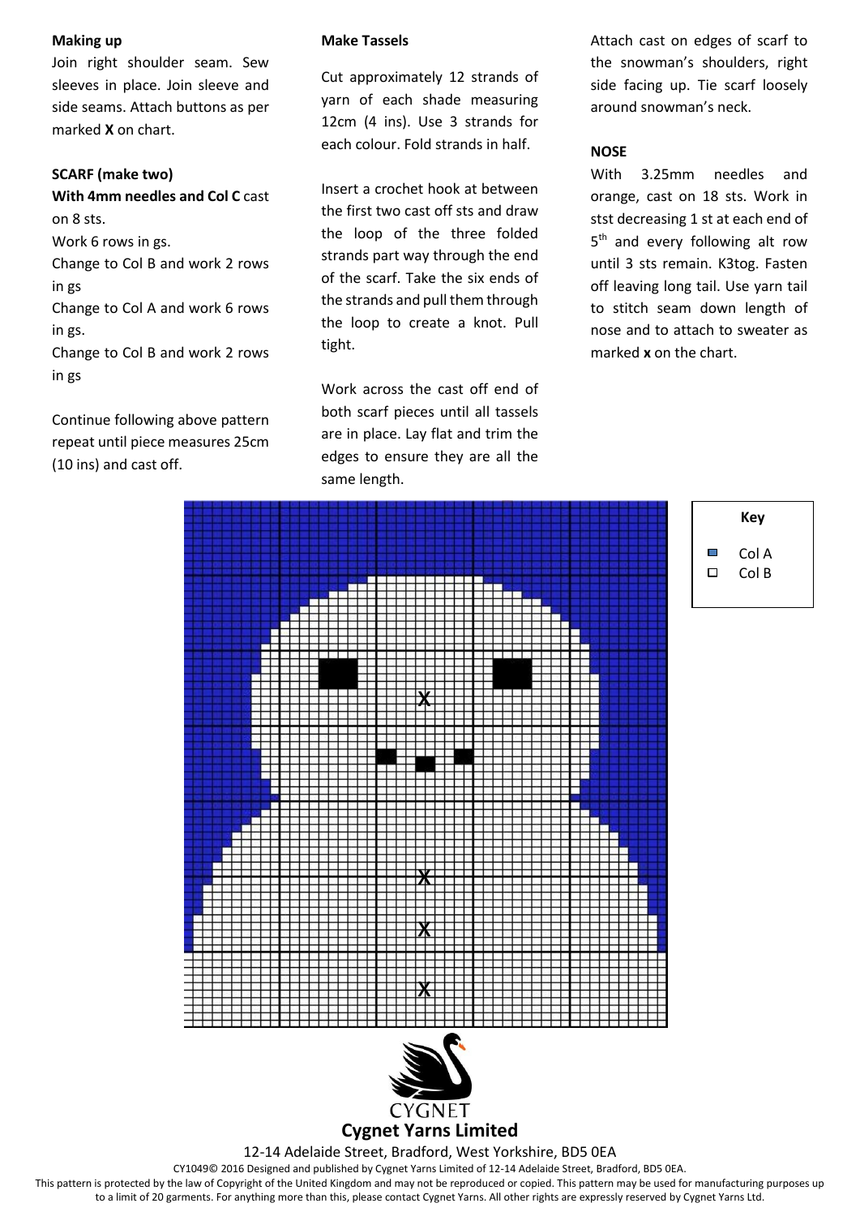**Making up**

Join right shoulder seam. Sew sleeves in place. Join sleeve and side seams. Attach buttons as per marked **X** on chart.

**SCARF (make two)**

**With 4mm needles and Col C** cast on 8 sts.

Work 6 rows in gs.

Change to Col B and work 2 rows in gs

Change to Col A and work 6 rows in gs.

Change to Col B and work 2 rows in gs

Continue following above pattern repeat until piece measures 25cm (10 ins) and cast off.

**Make Tassels**

Cut approximately 12 strands of yarn of each shade measuring 12cm (4 ins). Use 3 strands for each colour. Fold strands in half.

Insert a crochet hook at between the first two cast off sts and draw the loop of the three folded strands part way through the end of the scarf. Take the six ends of the strands and pull them through the loop to create a knot. Pull tight.

Work across the cast off end of both scarf pieces until all tassels are in place. Lay flat and trim the edges to ensure they are all the same length.

Attach cast on edges of scarf to the snowman's shoulders, right side facing up. Tie scarf loosely around snowman's neck.

**NOSE**

With 3.25mm needles and orange, cast on 18 sts. Work in stst decreasing 1 st at each end of 5th and every following alt row until 3 sts remain. K3tog. Fasten off leaving long tail. Use yarn tail to stitch seam down length of nose and to attach to sweater as marked **x** on the chart.

X

X

X

X

**Key**

Col A

Col B

CYGNET

**Cygnet Yarns Limited**

12-14 Adelaide Street, Bradford, West Yorkshire, BD5 0EA

CY1049© 2016 Designed and published by Cygnet Yarns Limited of 12-14 Adelaide Street, Bradford, BD5 0EA.

This pattern is protected by the law of Copyright of the United Kingdom and may not be reproduced or copied. This pattern may be used for manufacturing purposes up to a limit of 20 garments. For anything more than this, please contact Cygnet Yarns. All other rights are expressly reserved by Cygnet Yarns Ltd.